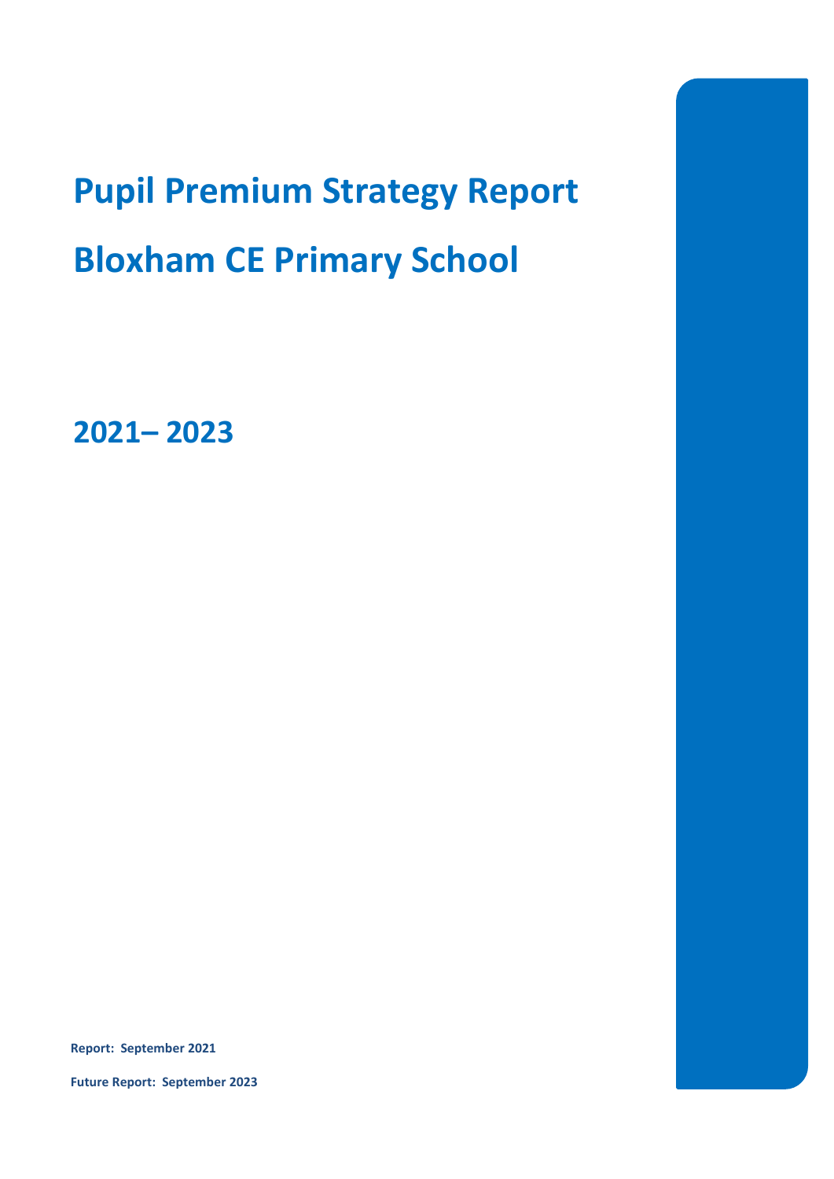# Pupil Premium Strategy Report

# Bloxham CE Primary School

## 2021– 2023

**Report: September 2021**

**Future Report: September 2023**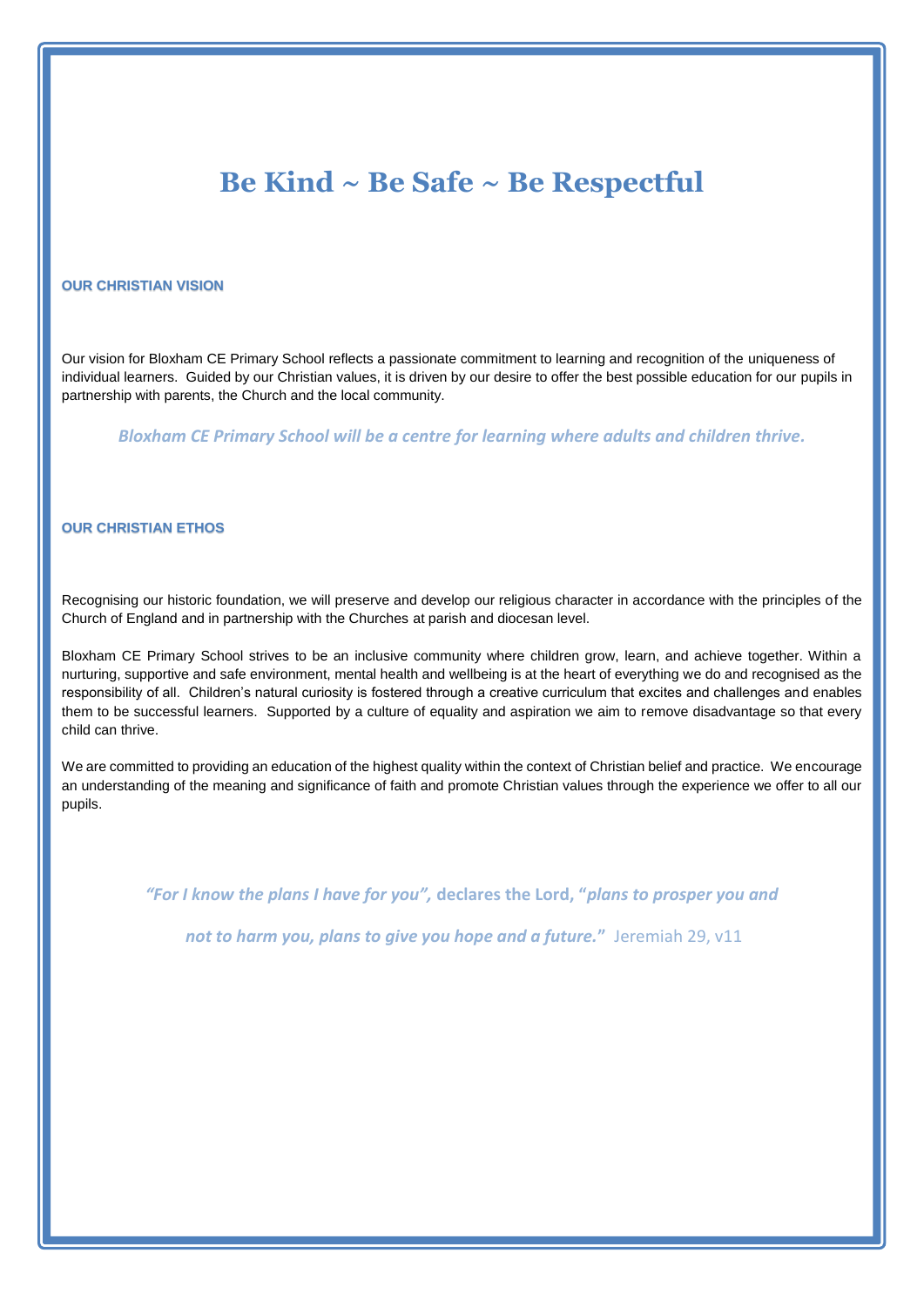# Be Kind ~ Be Safe ~ Be Respectful

## OUR CHRISTIAN VISION

Our vision for Bloxham CE Primary School reflects a passionate commitment to learning and recognition of the uniqueness of individual learners. Guided by our Christian values, it is driven by our desire to offer the best possible education for our pupils in partnership with parents, the Church and the local community.

***Bloxham CE Primary School will be a centre for learning where adults and children thrive.***

## OUR CHRISTIAN ETHOS

Recognising our historic foundation, we will preserve and develop our religious character in accordance with the principles of the Church of England and in partnership with the Churches at parish and diocesan level.

Bloxham CE Primary School strives to be an inclusive community where children grow, learn, and achieve together. Within a nurturing, supportive and safe environment, mental health and wellbeing is at the heart of everything we do and recognised as the responsibility of all. Children's natural curiosity is fostered through a creative curriculum that excites and challenges and enables them to be successful learners. Supported by a culture of equality and aspiration we aim to remove disadvantage so that every child can thrive.

We are committed to providing an education of the highest quality within the context of Christian belief and practice. We encourage an understanding of the meaning and significance of faith and promote Christian values through the experience we offer to all our pupils.

***"For I know the plans I have for you",*** **declares the Lord, "*plans to prosper you and not to harm you, plans to give you hope and a future.*"** Jeremiah 29, v11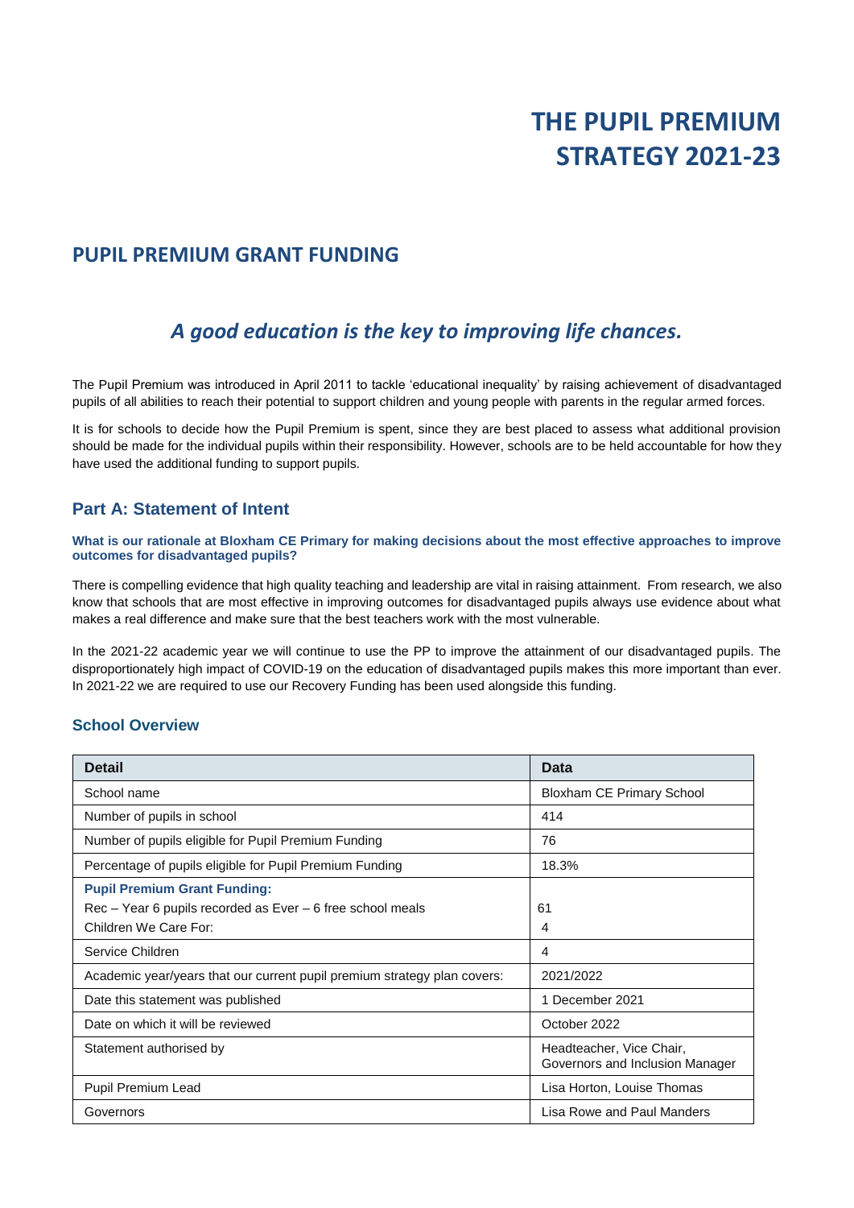# THE PUPIL PREMIUM STRATEGY 2021-23

## PUPIL PREMIUM GRANT FUNDING

### *A good education is the key to improving life chances.*

The Pupil Premium was introduced in April 2011 to tackle 'educational inequality' by raising achievement of disadvantaged pupils of all abilities to reach their potential to support children and young people with parents in the regular armed forces.

It is for schools to decide how the Pupil Premium is spent, since they are best placed to assess what additional provision should be made for the individual pupils within their responsibility. However, schools are to be held accountable for how they have used the additional funding to support pupils.

### Part A: Statement of Intent

**What is our rationale at Bloxham CE Primary for making decisions about the most effective approaches to improve outcomes for disadvantaged pupils?**

There is compelling evidence that high quality teaching and leadership are vital in raising attainment. From research, we also know that schools that are most effective in improving outcomes for disadvantaged pupils always use evidence about what makes a real difference and make sure that the best teachers work with the most vulnerable.

In the 2021-22 academic year we will continue to use the PP to improve the attainment of our disadvantaged pupils. The disproportionately high impact of COVID-19 on the education of disadvantaged pupils makes this more important than ever. In 2021-22 we are required to use our Recovery Funding has been used alongside this funding.

### School Overview

| Detail | Data |
|---|---|
| School name | Bloxham CE Primary School |
| Number of pupils in school | 414 |
| Number of pupils eligible for Pupil Premium Funding | 76 |
| Percentage of pupils eligible for Pupil Premium Funding | 18.3% |
| **Pupil Premium Grant Funding:**<br>Rec – Year 6 pupils recorded as Ever – 6 free school meals<br>Children We Care For: | <br>61<br>4 |
| Service Children | 4 |
| Academic year/years that our current pupil premium strategy plan covers: | 2021/2022 |
| Date this statement was published | 1 December 2021 |
| Date on which it will be reviewed | October 2022 |
| Statement authorised by | Headteacher, Vice Chair, Governors and Inclusion Manager |
| Pupil Premium Lead | Lisa Horton, Louise Thomas |
| Governors | Lisa Rowe and Paul Manders |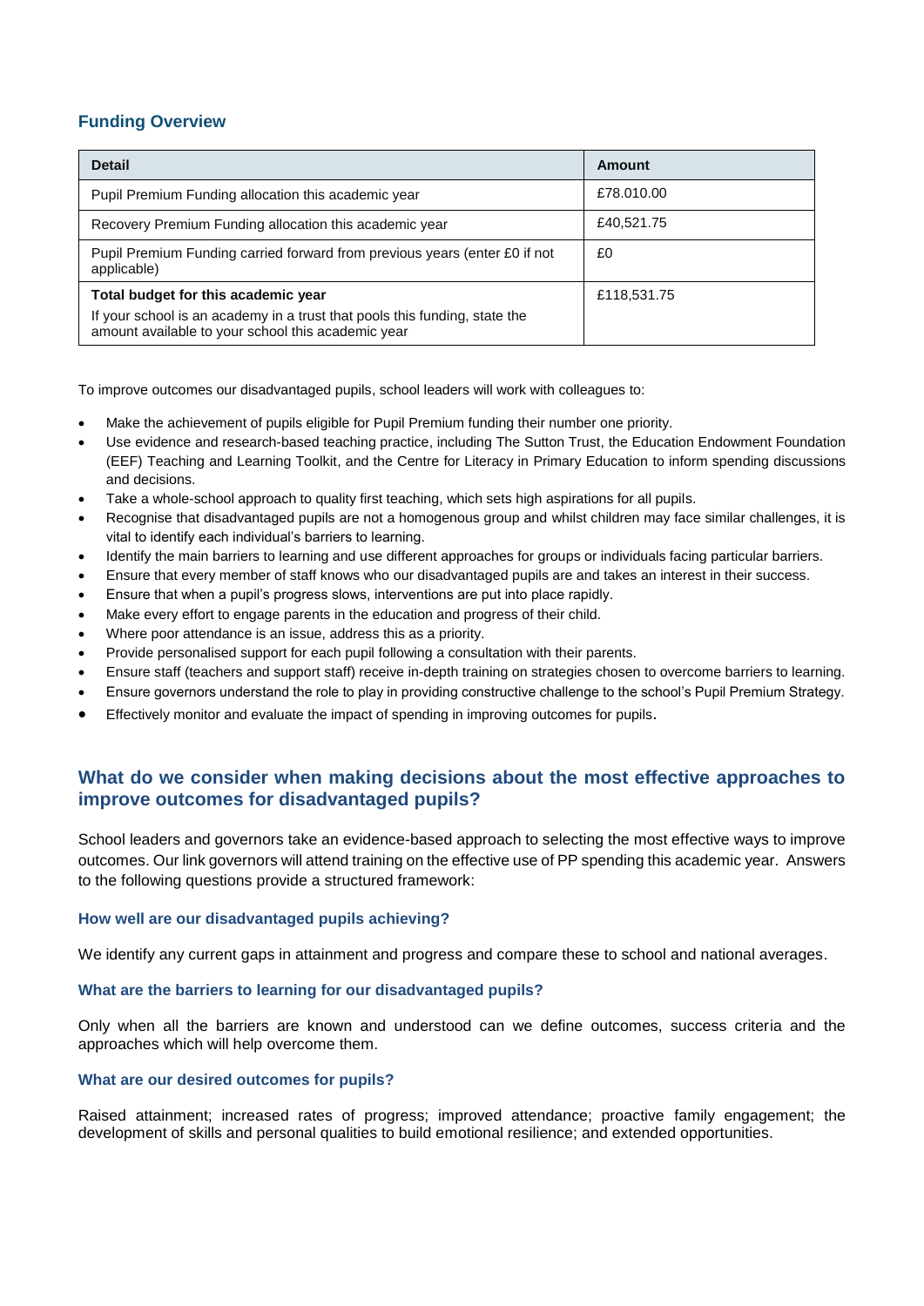## Funding Overview

| Detail | Amount |
|---|---|
| Pupil Premium Funding allocation this academic year | £78.010.00 |
| Recovery Premium Funding allocation this academic year | £40,521.75 |
| Pupil Premium Funding carried forward from previous years (enter £0 if not applicable) | £0 |
| **Total budget for this academic year**<br>If your school is an academy in a trust that pools this funding, state the amount available to your school this academic year | £118,531.75 |

To improve outcomes our disadvantaged pupils, school leaders will work with colleagues to:

- Make the achievement of pupils eligible for Pupil Premium funding their number one priority.
- Use evidence and research-based teaching practice, including The Sutton Trust, the Education Endowment Foundation (EEF) Teaching and Learning Toolkit, and the Centre for Literacy in Primary Education to inform spending discussions and decisions.
- Take a whole-school approach to quality first teaching, which sets high aspirations for all pupils.
- Recognise that disadvantaged pupils are not a homogenous group and whilst children may face similar challenges, it is vital to identify each individual's barriers to learning.
- Identify the main barriers to learning and use different approaches for groups or individuals facing particular barriers.
- Ensure that every member of staff knows who our disadvantaged pupils are and takes an interest in their success.
- Ensure that when a pupil's progress slows, interventions are put into place rapidly.
- Make every effort to engage parents in the education and progress of their child.
- Where poor attendance is an issue, address this as a priority.
- Provide personalised support for each pupil following a consultation with their parents.
- Ensure staff (teachers and support staff) receive in-depth training on strategies chosen to overcome barriers to learning.
- Ensure governors understand the role to play in providing constructive challenge to the school's Pupil Premium Strategy.
- Effectively monitor and evaluate the impact of spending in improving outcomes for pupils.

## What do we consider when making decisions about the most effective approaches to improve outcomes for disadvantaged pupils?

School leaders and governors take an evidence-based approach to selecting the most effective ways to improve outcomes. Our link governors will attend training on the effective use of PP spending this academic year. Answers to the following questions provide a structured framework:

### How well are our disadvantaged pupils achieving?

We identify any current gaps in attainment and progress and compare these to school and national averages.

### What are the barriers to learning for our disadvantaged pupils?

Only when all the barriers are known and understood can we define outcomes, success criteria and the approaches which will help overcome them.

### What are our desired outcomes for pupils?

Raised attainment; increased rates of progress; improved attendance; proactive family engagement; the development of skills and personal qualities to build emotional resilience; and extended opportunities.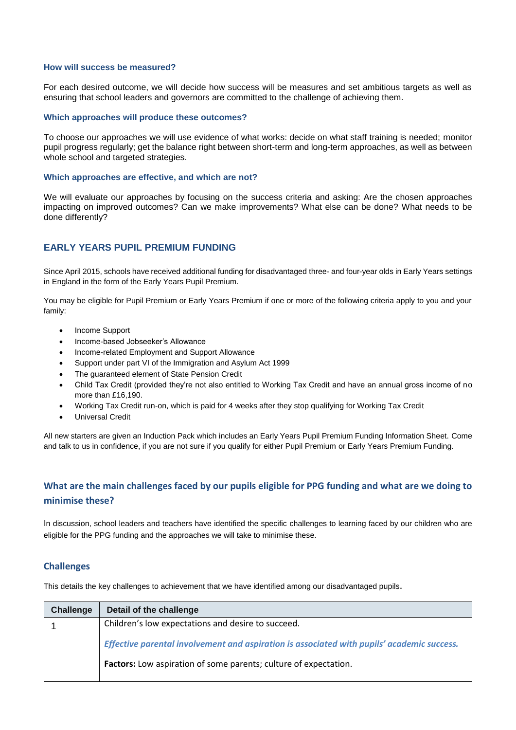### How will success be measured?

For each desired outcome, we will decide how success will be measures and set ambitious targets as well as ensuring that school leaders and governors are committed to the challenge of achieving them.

### Which approaches will produce these outcomes?

To choose our approaches we will use evidence of what works: decide on what staff training is needed; monitor pupil progress regularly; get the balance right between short-term and long-term approaches, as well as between whole school and targeted strategies.

### Which approaches are effective, and which are not?

We will evaluate our approaches by focusing on the success criteria and asking: Are the chosen approaches impacting on improved outcomes? Can we make improvements? What else can be done? What needs to be done differently?

## EARLY YEARS PUPIL PREMIUM FUNDING

Since April 2015, schools have received additional funding for disadvantaged three- and four-year olds in Early Years settings in England in the form of the Early Years Pupil Premium.

You may be eligible for Pupil Premium or Early Years Premium if one or more of the following criteria apply to you and your family:

- Income Support
- Income-based Jobseeker's Allowance
- Income-related Employment and Support Allowance
- Support under part VI of the Immigration and Asylum Act 1999
- The guaranteed element of State Pension Credit
- Child Tax Credit (provided they're not also entitled to Working Tax Credit and have an annual gross income of no more than £16,190.
- Working Tax Credit run-on, which is paid for 4 weeks after they stop qualifying for Working Tax Credit
- Universal Credit

All new starters are given an Induction Pack which includes an Early Years Pupil Premium Funding Information Sheet. Come and talk to us in confidence, if you are not sure if you qualify for either Pupil Premium or Early Years Premium Funding.

## What are the main challenges faced by our pupils eligible for PPG funding and what are we doing to minimise these?

In discussion, school leaders and teachers have identified the specific challenges to learning faced by our children who are eligible for the PPG funding and the approaches we will take to minimise these.

### Challenges

This details the key challenges to achievement that we have identified among our disadvantaged pupils.

| Challenge | Detail of the challenge |
|---|---|
| 1 | Children's low expectations and desire to succeed.<br><br>***Effective parental involvement and aspiration is associated with pupils' academic success.***<br><br>**Factors:** Low aspiration of some parents; culture of expectation. |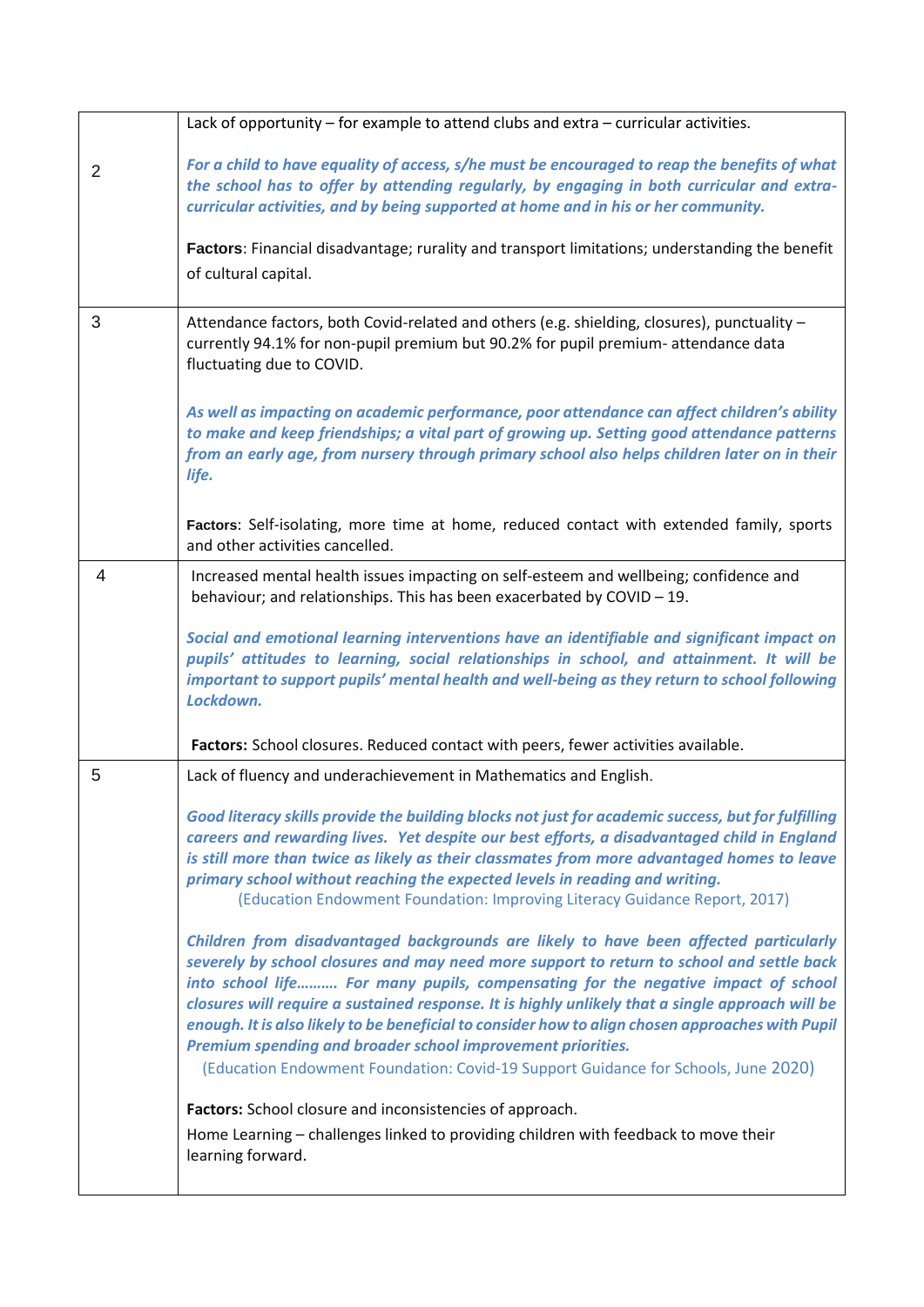| | |
|---|---|
| 2 | Lack of opportunity – for example to attend clubs and extra – curricular activities.<br><br>***For a child to have equality of access, s/he must be encouraged to reap the benefits of what the school has to offer by attending regularly, by engaging in both curricular and extra-curricular activities, and by being supported at home and in his or her community.***<br><br>**Factors**: Financial disadvantage; rurality and transport limitations; understanding the benefit of cultural capital. |
| 3 | Attendance factors, both Covid-related and others (e.g. shielding, closures), punctuality – currently 94.1% for non-pupil premium but 90.2% for pupil premium- attendance data fluctuating due to COVID.<br><br>***As well as impacting on academic performance, poor attendance can affect children's ability to make and keep friendships; a vital part of growing up. Setting good attendance patterns from an early age, from nursery through primary school also helps children later on in their life.***<br><br>**Factors**: Self-isolating, more time at home, reduced contact with extended family, sports and other activities cancelled. |
| 4 | Increased mental health issues impacting on self-esteem and wellbeing; confidence and behaviour; and relationships. This has been exacerbated by COVID – 19.<br><br>***Social and emotional learning interventions have an identifiable and significant impact on pupils' attitudes to learning, social relationships in school, and attainment. It will be important to support pupils' mental health and well-being as they return to school following Lockdown.***<br><br>**Factors:** School closures. Reduced contact with peers, fewer activities available. |
| 5 | Lack of fluency and underachievement in Mathematics and English.<br><br>***Good literacy skills provide the building blocks not just for academic success, but for fulfilling careers and rewarding lives. Yet despite our best efforts, a disadvantaged child in England is still more than twice as likely as their classmates from more advantaged homes to leave primary school without reaching the expected levels in reading and writing.***<br>(Education Endowment Foundation: Improving Literacy Guidance Report, 2017)<br><br>***Children from disadvantaged backgrounds are likely to have been affected particularly severely by school closures and may need more support to return to school and settle back into school life……… For many pupils, compensating for the negative impact of school closures will require a sustained response. It is highly unlikely that a single approach will be enough. It is also likely to be beneficial to consider how to align chosen approaches with Pupil Premium spending and broader school improvement priorities.***<br>(Education Endowment Foundation: Covid-19 Support Guidance for Schools, June 2020)<br><br>**Factors:** School closure and inconsistencies of approach.<br>Home Learning – challenges linked to providing children with feedback to move their learning forward. |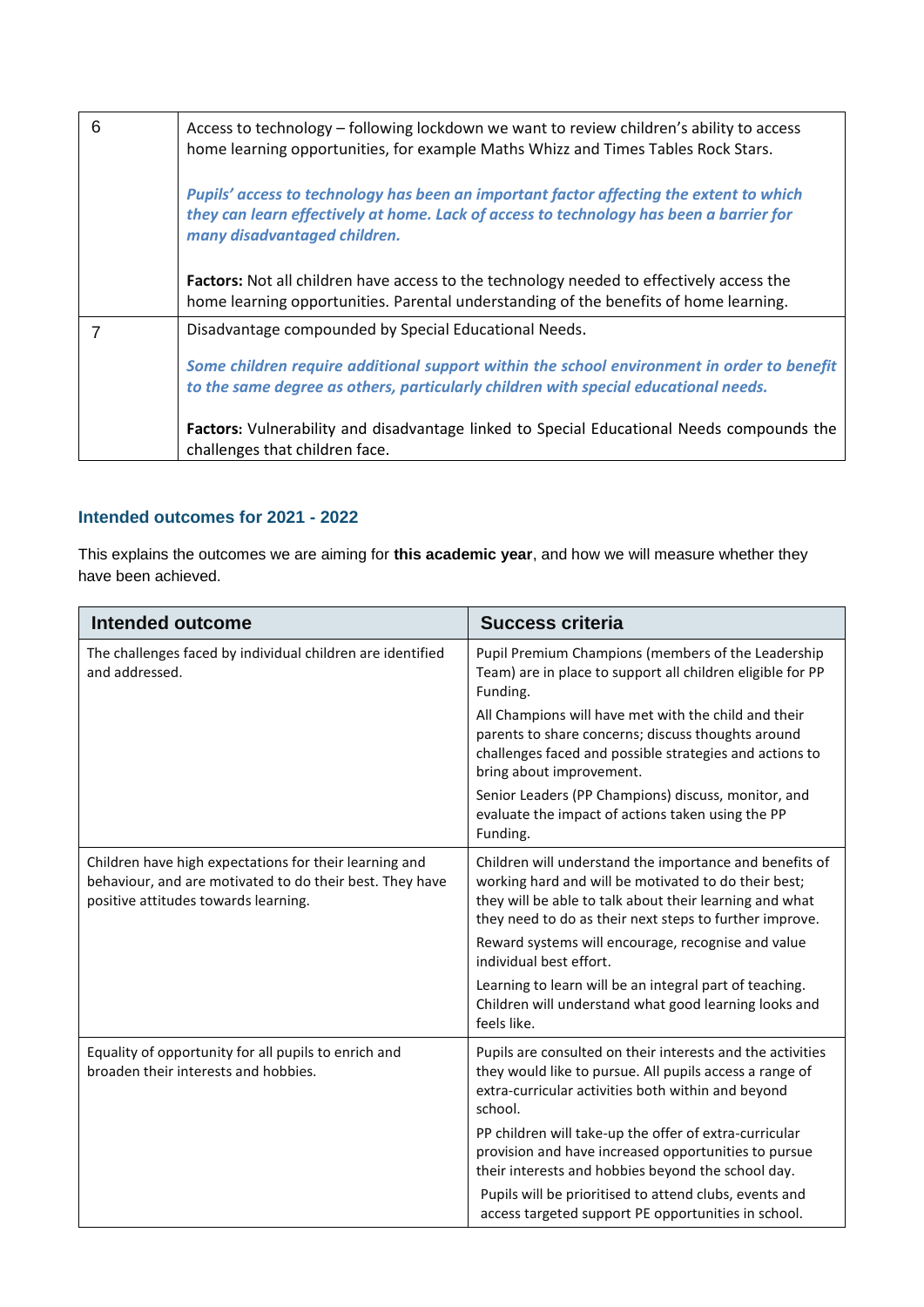| | |
|---|---|
| 6 | Access to technology – following lockdown we want to review children's ability to access home learning opportunities, for example Maths Whizz and Times Tables Rock Stars.<br><br>***Pupils' access to technology has been an important factor affecting the extent to which they can learn effectively at home. Lack of access to technology has been a barrier for many disadvantaged children.***<br><br>**Factors:** Not all children have access to the technology needed to effectively access the home learning opportunities. Parental understanding of the benefits of home learning. |
| 7 | Disadvantage compounded by Special Educational Needs.<br><br>***Some children require additional support within the school environment in order to benefit to the same degree as others, particularly children with special educational needs.***<br><br>**Factors:** Vulnerability and disadvantage linked to Special Educational Needs compounds the challenges that children face. |

## Intended outcomes for 2021 - 2022

This explains the outcomes we are aiming for **this academic year**, and how we will measure whether they have been achieved.

| Intended outcome | Success criteria |
|---|---|
| The challenges faced by individual children are identified and addressed. | Pupil Premium Champions (members of the Leadership Team) are in place to support all children eligible for PP Funding.<br><br>All Champions will have met with the child and their parents to share concerns; discuss thoughts around challenges faced and possible strategies and actions to bring about improvement.<br><br>Senior Leaders (PP Champions) discuss, monitor, and evaluate the impact of actions taken using the PP Funding. |
| Children have high expectations for their learning and behaviour, and are motivated to do their best. They have positive attitudes towards learning. | Children will understand the importance and benefits of working hard and will be motivated to do their best; they will be able to talk about their learning and what they need to do as their next steps to further improve.<br><br>Reward systems will encourage, recognise and value individual best effort.<br><br>Learning to learn will be an integral part of teaching. Children will understand what good learning looks and feels like. |
| Equality of opportunity for all pupils to enrich and broaden their interests and hobbies. | Pupils are consulted on their interests and the activities they would like to pursue. All pupils access a range of extra-curricular activities both within and beyond school.<br><br>PP children will take-up the offer of extra-curricular provision and have increased opportunities to pursue their interests and hobbies beyond the school day.<br><br>Pupils will be prioritised to attend clubs, events and access targeted support PE opportunities in school. |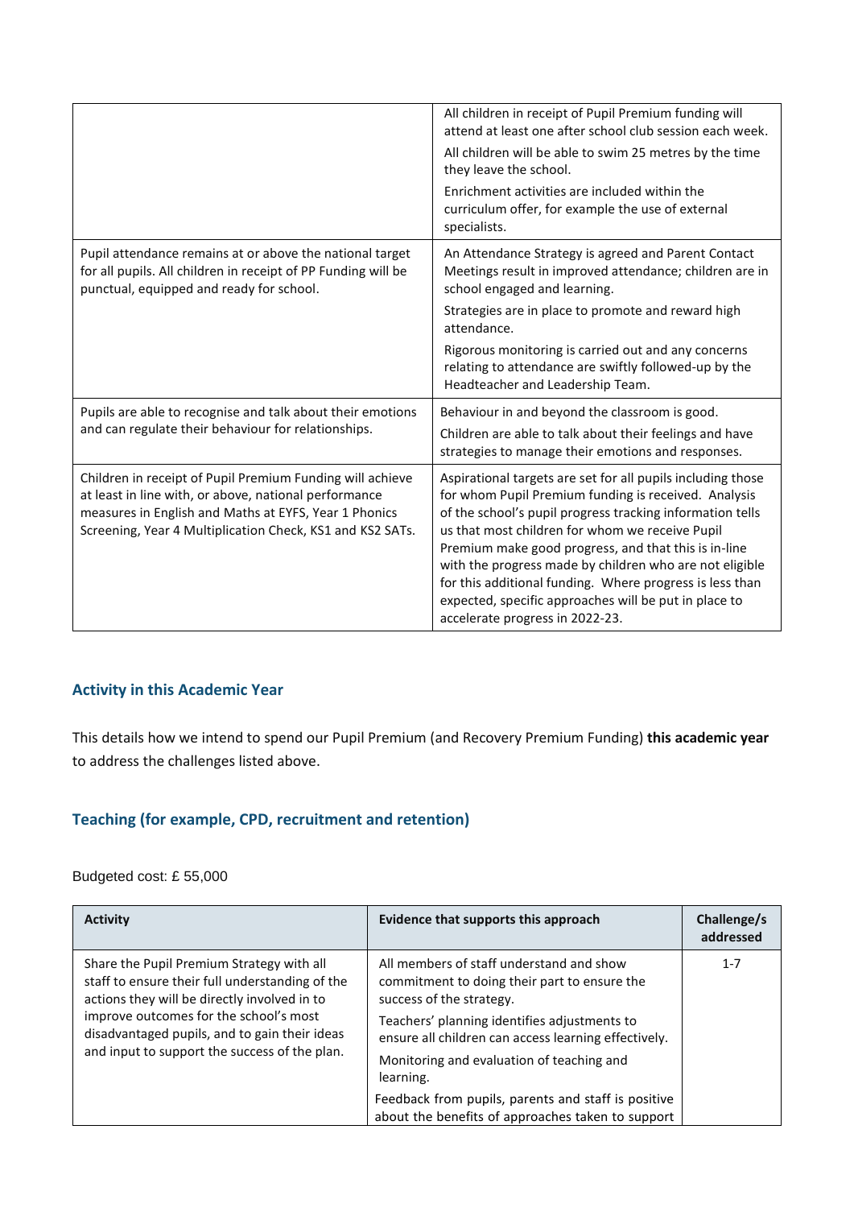| | |
|---|---|
| | All children in receipt of Pupil Premium funding will attend at least one after school club session each week.<br>All children will be able to swim 25 metres by the time they leave the school.<br>Enrichment activities are included within the curriculum offer, for example the use of external specialists. |
| Pupil attendance remains at or above the national target for all pupils. All children in receipt of PP Funding will be punctual, equipped and ready for school. | An Attendance Strategy is agreed and Parent Contact Meetings result in improved attendance; children are in school engaged and learning.<br>Strategies are in place to promote and reward high attendance.<br>Rigorous monitoring is carried out and any concerns relating to attendance are swiftly followed-up by the Headteacher and Leadership Team. |
| Pupils are able to recognise and talk about their emotions and can regulate their behaviour for relationships. | Behaviour in and beyond the classroom is good.<br>Children are able to talk about their feelings and have strategies to manage their emotions and responses. |
| Children in receipt of Pupil Premium Funding will achieve at least in line with, or above, national performance measures in English and Maths at EYFS, Year 1 Phonics Screening, Year 4 Multiplication Check, KS1 and KS2 SATs. | Aspirational targets are set for all pupils including those for whom Pupil Premium funding is received. Analysis of the school's pupil progress tracking information tells us that most children for whom we receive Pupil Premium make good progress, and that this is in-line with the progress made by children who are not eligible for this additional funding. Where progress is less than expected, specific approaches will be put in place to accelerate progress in 2022-23. |

## Activity in this Academic Year

This details how we intend to spend our Pupil Premium (and Recovery Premium Funding) **this academic year** to address the challenges listed above.

### Teaching (for example, CPD, recruitment and retention)

Budgeted cost: £ 55,000

| Activity | Evidence that supports this approach | Challenge/s addressed |
|---|---|---|
| Share the Pupil Premium Strategy with all staff to ensure their full understanding of the actions they will be directly involved in to improve outcomes for the school's most disadvantaged pupils, and to gain their ideas and input to support the success of the plan. | All members of staff understand and show commitment to doing their part to ensure the success of the strategy.<br>Teachers' planning identifies adjustments to ensure all children can access learning effectively.<br>Monitoring and evaluation of teaching and learning.<br>Feedback from pupils, parents and staff is positive about the benefits of approaches taken to support | 1-7 |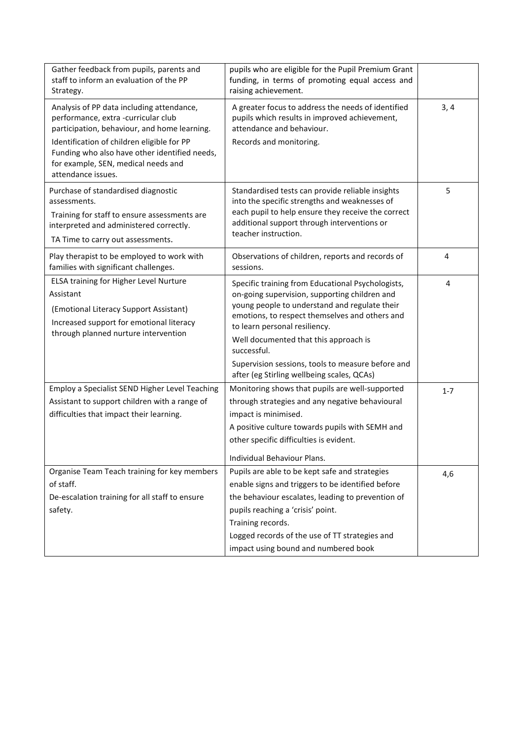| | | |
|---|---|---|
| Gather feedback from pupils, parents and staff to inform an evaluation of the PP Strategy. | pupils who are eligible for the Pupil Premium Grant funding, in terms of promoting equal access and raising achievement. | |
| Analysis of PP data including attendance, performance, extra -curricular club participation, behaviour, and home learning.<br>Identification of children eligible for PP Funding who also have other identified needs, for example, SEN, medical needs and attendance issues. | A greater focus to address the needs of identified pupils which results in improved achievement, attendance and behaviour.<br>Records and monitoring. | 3, 4 |
| Purchase of standardised diagnostic assessments.<br>Training for staff to ensure assessments are interpreted and administered correctly.<br>TA Time to carry out assessments. | Standardised tests can provide reliable insights into the specific strengths and weaknesses of each pupil to help ensure they receive the correct additional support through interventions or teacher instruction. | 5 |
| Play therapist to be employed to work with families with significant challenges. | Observations of children, reports and records of sessions. | 4 |
| ELSA training for Higher Level Nurture Assistant<br>(Emotional Literacy Support Assistant)<br>Increased support for emotional literacy through planned nurture intervention | Specific training from Educational Psychologists, on-going supervision, supporting children and young people to understand and regulate their emotions, to respect themselves and others and to learn personal resiliency.<br>Well documented that this approach is successful.<br>Supervision sessions, tools to measure before and after (eg Stirling wellbeing scales, QCAs) | 4 |
| Employ a Specialist SEND Higher Level Teaching Assistant to support children with a range of difficulties that impact their learning. | Monitoring shows that pupils are well-supported through strategies and any negative behavioural impact is minimised.<br>A positive culture towards pupils with SEMH and other specific difficulties is evident.<br>Individual Behaviour Plans. | 1-7 |
| Organise Team Teach training for key members of staff.<br>De-escalation training for all staff to ensure safety. | Pupils are able to be kept safe and strategies enable signs and triggers to be identified before the behaviour escalates, leading to prevention of pupils reaching a 'crisis' point.<br>Training records.<br>Logged records of the use of TT strategies and impact using bound and numbered book | 4,6 |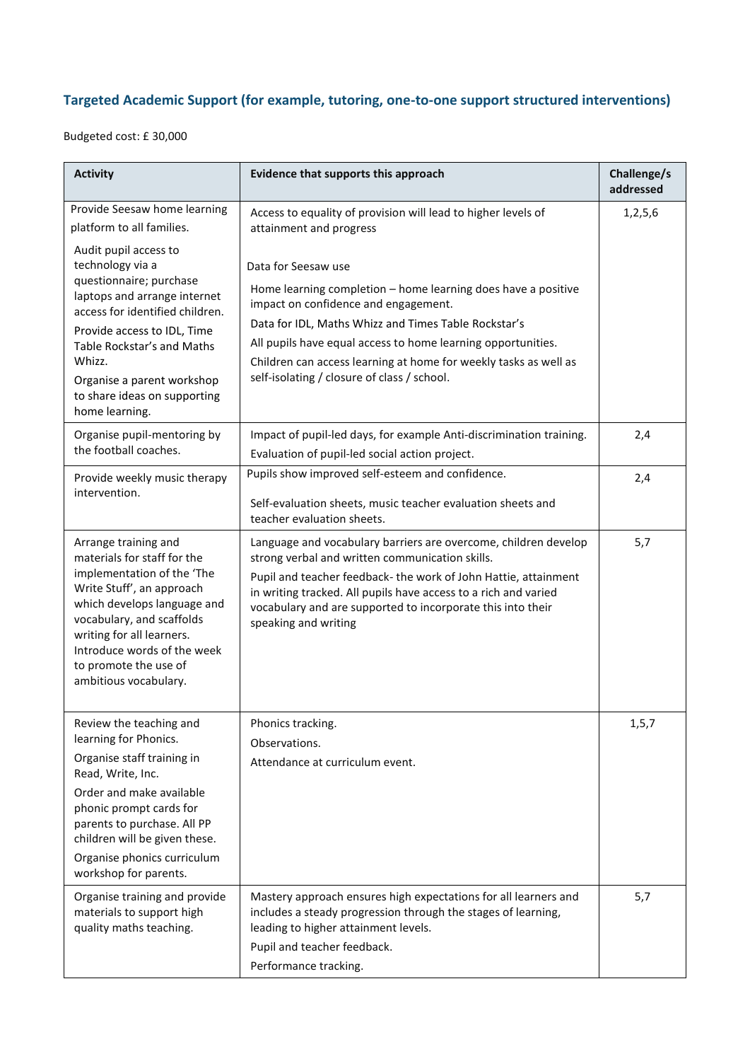### Targeted Academic Support (for example, tutoring, one-to-one support structured interventions)

Budgeted cost: £ 30,000

| Activity | Evidence that supports this approach | Challenge/s addressed |
|---|---|---|
| Provide Seesaw home learning platform to all families.<br>Audit pupil access to technology via a questionnaire; purchase laptops and arrange internet access for identified children.<br>Provide access to IDL, Time Table Rockstar's and Maths Whizz.<br>Organise a parent workshop to share ideas on supporting home learning. | Access to equality of provision will lead to higher levels of attainment and progress<br><br>Data for Seesaw use<br>Home learning completion – home learning does have a positive impact on confidence and engagement.<br>Data for IDL, Maths Whizz and Times Table Rockstar's<br>All pupils have equal access to home learning opportunities.<br>Children can access learning at home for weekly tasks as well as self-isolating / closure of class / school. | 1,2,5,6 |
| Organise pupil-mentoring by the football coaches. | Impact of pupil-led days, for example Anti-discrimination training.<br>Evaluation of pupil-led social action project. | 2,4 |
| Provide weekly music therapy intervention. | Pupils show improved self-esteem and confidence.<br><br>Self-evaluation sheets, music teacher evaluation sheets and teacher evaluation sheets. | 2,4 |
| Arrange training and materials for staff for the implementation of the 'The Write Stuff', an approach which develops language and vocabulary, and scaffolds writing for all learners. Introduce words of the week to promote the use of ambitious vocabulary. | Language and vocabulary barriers are overcome, children develop strong verbal and written communication skills.<br>Pupil and teacher feedback- the work of John Hattie, attainment in writing tracked. All pupils have access to a rich and varied vocabulary and are supported to incorporate this into their speaking and writing | 5,7 |
| Review the teaching and learning for Phonics.<br>Organise staff training in Read, Write, Inc.<br>Order and make available phonic prompt cards for parents to purchase. All PP children will be given these.<br>Organise phonics curriculum workshop for parents. | Phonics tracking.<br>Observations.<br>Attendance at curriculum event. | 1,5,7 |
| Organise training and provide materials to support high quality maths teaching. | Mastery approach ensures high expectations for all learners and includes a steady progression through the stages of learning, leading to higher attainment levels.<br>Pupil and teacher feedback.<br>Performance tracking. | 5,7 |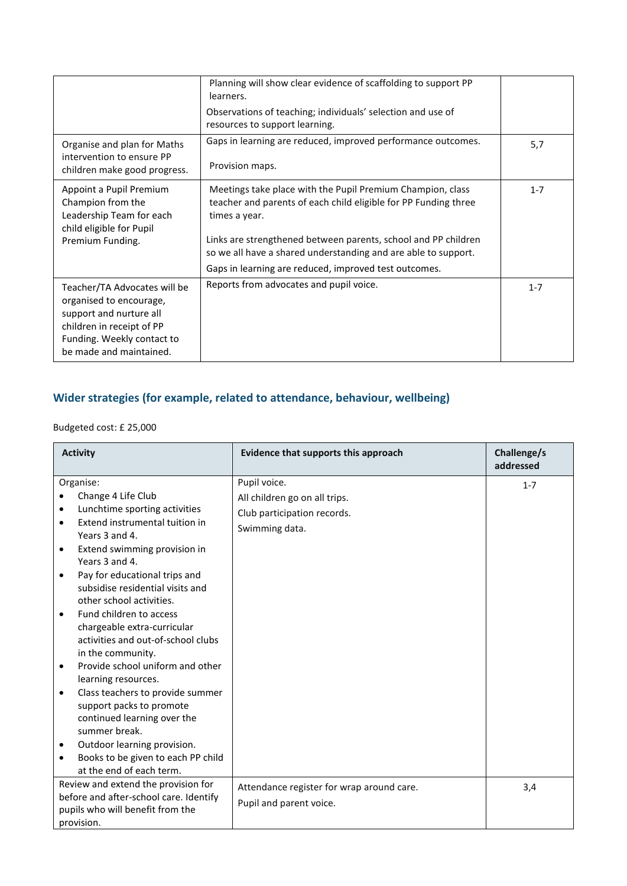| | | |
|---|---|---|
| | Planning will show clear evidence of scaffolding to support PP learners.<br>Observations of teaching; individuals' selection and use of resources to support learning. | |
| Organise and plan for Maths intervention to ensure PP children make good progress. | Gaps in learning are reduced, improved performance outcomes.<br>Provision maps. | 5,7 |
| Appoint a Pupil Premium Champion from the Leadership Team for each child eligible for Pupil Premium Funding. | Meetings take place with the Pupil Premium Champion, class teacher and parents of each child eligible for PP Funding three times a year.<br>Links are strengthened between parents, school and PP children so we all have a shared understanding and are able to support.<br>Gaps in learning are reduced, improved test outcomes. | 1-7 |
| Teacher/TA Advocates will be organised to encourage, support and nurture all children in receipt of PP Funding. Weekly contact to be made and maintained. | Reports from advocates and pupil voice. | 1-7 |

## Wider strategies (for example, related to attendance, behaviour, wellbeing)

Budgeted cost: £ 25,000

| Activity | Evidence that supports this approach | Challenge/s addressed |
|---|---|---|
| Organise:<br>• Change 4 Life Club<br>• Lunchtime sporting activities<br>• Extend instrumental tuition in Years 3 and 4.<br>• Extend swimming provision in Years 3 and 4.<br>• Pay for educational trips and subsidise residential visits and other school activities.<br>• Fund children to access chargeable extra-curricular activities and out-of-school clubs in the community.<br>• Provide school uniform and other learning resources.<br>• Class teachers to provide summer support packs to promote continued learning over the summer break.<br>• Outdoor learning provision.<br>• Books to be given to each PP child at the end of each term. | Pupil voice.<br>All children go on all trips.<br>Club participation records.<br>Swimming data. | 1-7 |
| Review and extend the provision for before and after-school care. Identify pupils who will benefit from the provision. | Attendance register for wrap around care.<br>Pupil and parent voice. | 3,4 |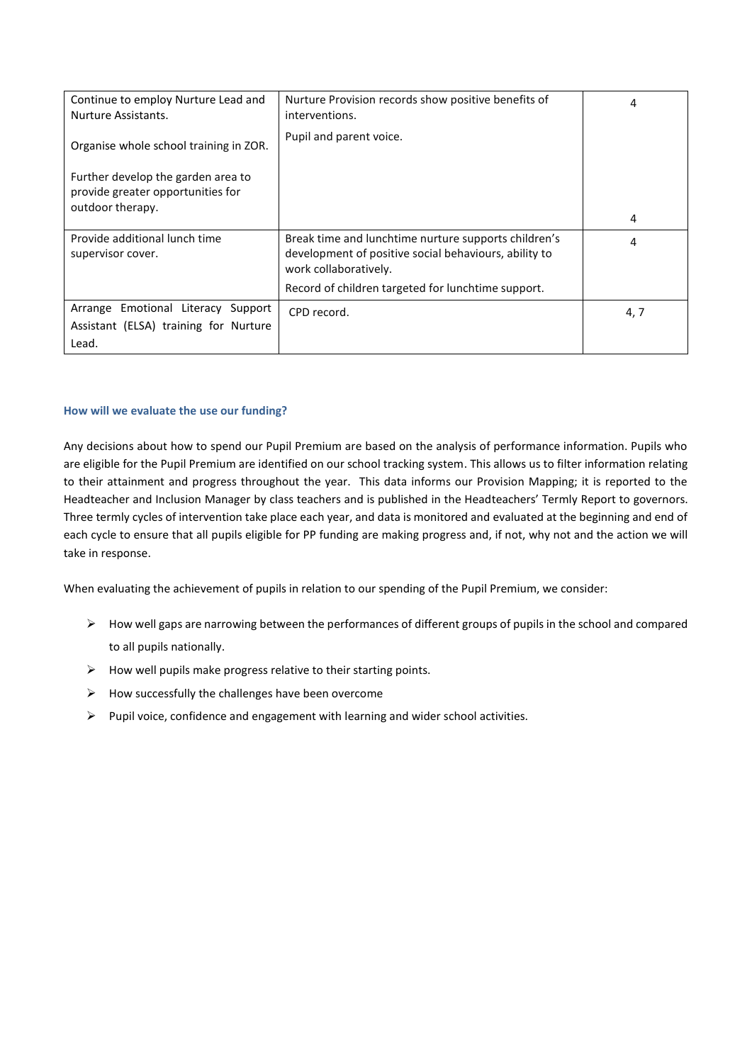| | | |
|---|---|---|
| Continue to employ Nurture Lead and Nurture Assistants.<br><br>Organise whole school training in ZOR.<br><br>Further develop the garden area to provide greater opportunities for outdoor therapy. | Nurture Provision records show positive benefits of interventions.<br><br>Pupil and parent voice. | 4<br><br><br><br>4 |
| Provide additional lunch time supervisor cover. | Break time and lunchtime nurture supports children's development of positive social behaviours, ability to work collaboratively.<br><br>Record of children targeted for lunchtime support. | 4 |
| Arrange Emotional Literacy Support Assistant (ELSA) training for Nurture Lead. | CPD record. | 4, 7 |

### How will we evaluate the use our funding?

Any decisions about how to spend our Pupil Premium are based on the analysis of performance information. Pupils who are eligible for the Pupil Premium are identified on our school tracking system. This allows us to filter information relating to their attainment and progress throughout the year. This data informs our Provision Mapping; it is reported to the Headteacher and Inclusion Manager by class teachers and is published in the Headteachers' Termly Report to governors. Three termly cycles of intervention take place each year, and data is monitored and evaluated at the beginning and end of each cycle to ensure that all pupils eligible for PP funding are making progress and, if not, why not and the action we will take in response.

When evaluating the achievement of pupils in relation to our spending of the Pupil Premium, we consider:

- How well gaps are narrowing between the performances of different groups of pupils in the school and compared to all pupils nationally.
- How well pupils make progress relative to their starting points.
- How successfully the challenges have been overcome
- Pupil voice, confidence and engagement with learning and wider school activities.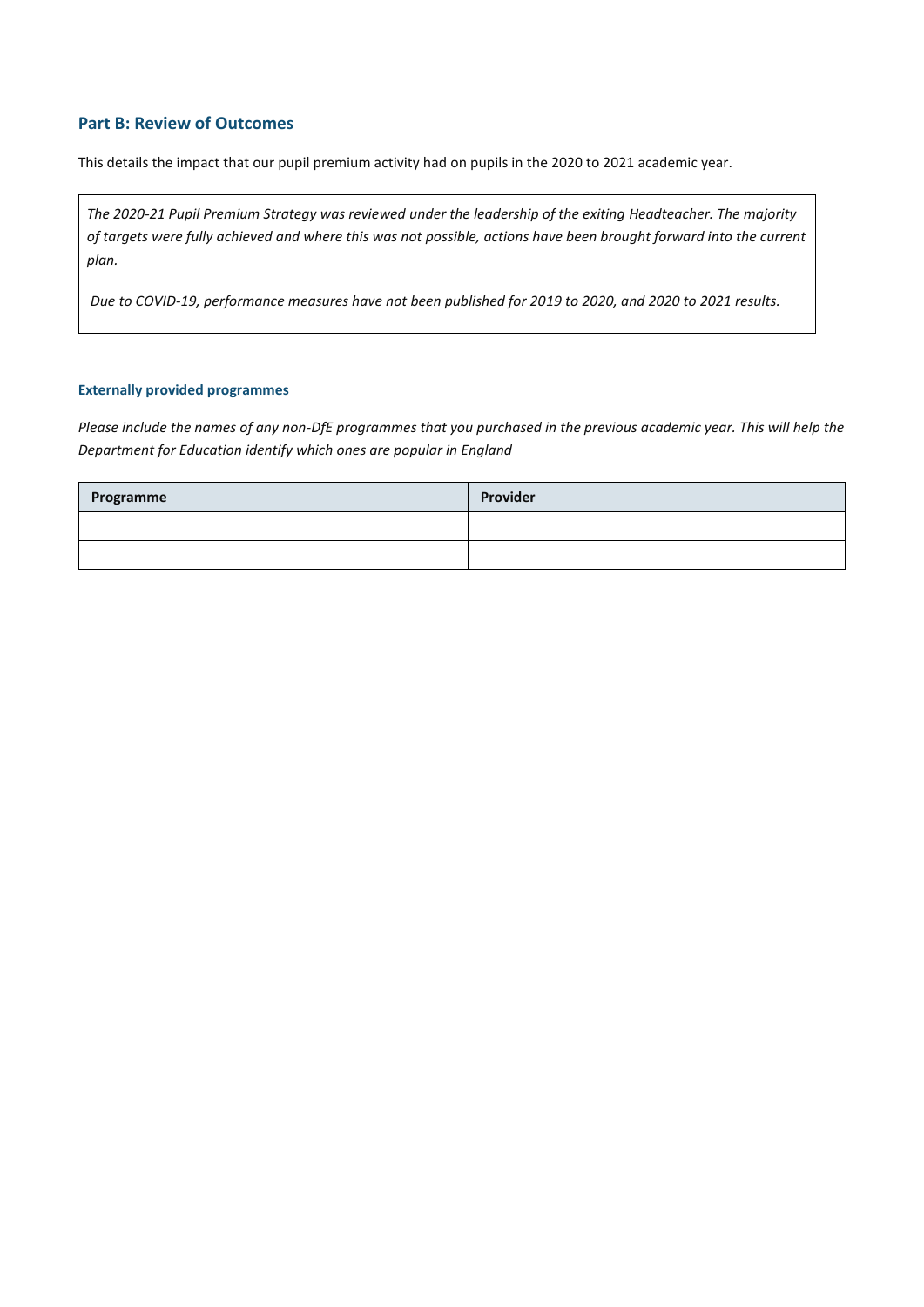## Part B: Review of Outcomes

This details the impact that our pupil premium activity had on pupils in the 2020 to 2021 academic year.

*The 2020-21 Pupil Premium Strategy was reviewed under the leadership of the exiting Headteacher. The majority of targets were fully achieved and where this was not possible, actions have been brought forward into the current plan.*

*Due to COVID-19, performance measures have not been published for 2019 to 2020, and 2020 to 2021 results.*

#### Externally provided programmes

*Please include the names of any non-DfE programmes that you purchased in the previous academic year. This will help the Department for Education identify which ones are popular in England*

| Programme | Provider |
|---|---|
| | |
| | |